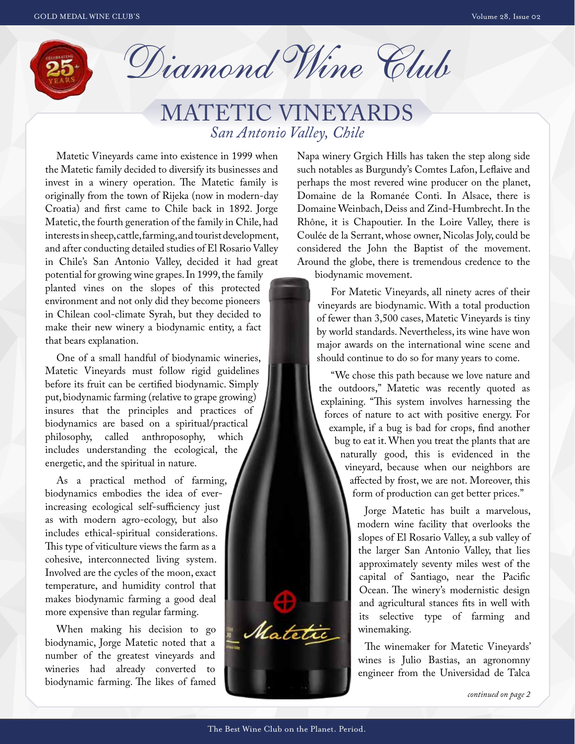# Diamond Wine Club

## MATETIC VINEYARDS

*San Antonio Valley, Chile*

Matetic Vineyards came into existence in 1999 when the Matetic family decided to diversify its businesses and invest in a winery operation. The Matetic family is originally from the town of Rijeka (now in modern-day Croatia) and first came to Chile back in 1892. Jorge Matetic, the fourth generation of the family in Chile, had interests in sheep, cattle, farming, and tourist development, and after conducting detailed studies of El Rosario Valley in Chile's San Antonio Valley, decided it had great potential for growing wine grapes. In 1999, the family planted vines on the slopes of this protected environment and not only did they become pioneers in Chilean cool-climate Syrah, but they decided to make their new winery a biodynamic entity, a fact that bears explanation.

One of a small handful of biodynamic wineries, Matetic Vineyards must follow rigid guidelines before its fruit can be certified biodynamic. Simply put, biodynamic farming (relative to grape growing) insures that the principles and practices of biodynamics are based on a spiritual/practical philosophy, called anthroposophy, which includes understanding the ecological, the energetic, and the spiritual in nature.

As a practical method of farming, biodynamics embodies the idea of ever-increasing ecological self-sufficiency just as with modern agro-ecology, but also includes ethical-spiritual considerations. This type of viticulture views the farm as a cohesive, interconnected living system. Involved are the cycles of the moon, exact temperature, and humidity control that makes biodynamic farming a good deal more expensive than regular farming.

When making his decision to go biodynamic, Jorge Matetic noted that a number of the greatest vineyards and wineries had already converted to biodynamic farming. The likes of famed Napa winery Grgich Hills has taken the step along side such notables as Burgundy's Comtes Lafon, Leflaive and perhaps the most revered wine producer on the planet, Domaine de la Romanée Conti. In Alsace, there is Domaine Weinbach, Deiss and Zind-Humbrecht. In the Rhône, it is Chapoutier. In the Loire Valley, there is Coulée de la Serrant, whose owner, Nicolas Joly, could be considered the John the Baptist of the movement. Around the globe, there is tremendous credence to the biodynamic movement.

For Matetic Vineyards, all ninety acres of their vineyards are biodynamic. With a total production of fewer than 3,500 cases, Matetic Vineyards is tiny by world standards. Nevertheless, its wine have won major awards on the international wine scene and should continue to do so for many years to come.

"We chose this path because we love nature and the outdoors," Matetic was recently quoted as explaining. "This system involves harnessing the forces of nature to act with positive energy. For example, if a bug is bad for crops, find another bug to eat it. When you treat the plants that are naturally good, this is evidenced in the vineyard, because when our neighbors are affected by frost, we are not. Moreover, this form of production can get better prices."

Jorge Matetic has built a marvelous, modern wine facility that overlooks the slopes of El Rosario Valley, a sub valley of the larger San Antonio Valley, that lies approximately seventy miles west of the capital of Santiago, near the Pacific Ocean. The winery's modernistic design and agricultural stances fits in well with its selective type of farming and winemaking.

The winemaker for Matetic Vineyards' wines is Julio Bastias, an agronomny engineer from the Universidad de Talca

*continued on page 2*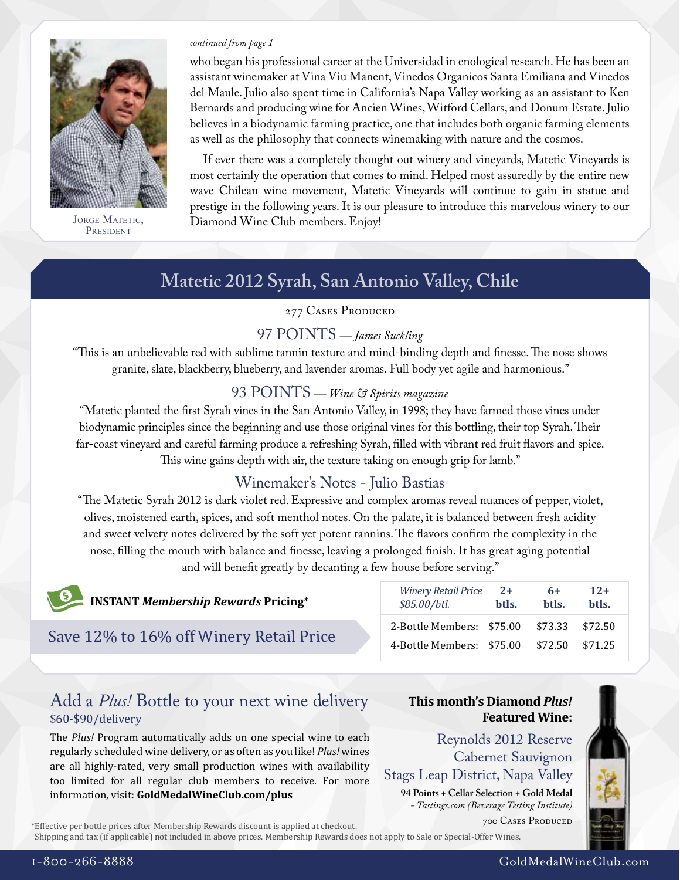*continued from page 1*

who began his professional career at the Universidad in enological research. He has been an assistant winemaker at Vina Viu Manent, Vinedos Organicos Santa Emiliana and Vinedos del Maule. Julio also spent time in California's Napa Valley working as an assistant to Ken Bernards and producing wine for Ancien Wines, Witford Cellars, and Donum Estate. Julio believes in a biodynamic farming practice, one that includes both organic farming elements as well as the philosophy that connects winemaking with nature and the cosmos.

If ever there was a completely thought out winery and vineyards, Matetic Vineyards is most certainly the operation that comes to mind. Helped most assuredly by the entire new wave Chilean wine movement, Matetic Vineyards will continue to gain in statue and prestige in the following years. It is our pleasure to introduce this marvelous winery to our Diamond Wine Club members. Enjoy!

Jorge Matetic, President

## Matetic 2012 Syrah, San Antonio Valley, Chile

277 Cases Produced

### 97 POINTS — *James Suckling*

"This is an unbelievable red with sublime tannin texture and mind-binding depth and finesse. The nose shows granite, slate, blackberry, blueberry, and lavender aromas. Full body yet agile and harmonious."

### 93 POINTS — *Wine & Spirits magazine*

"Matetic planted the first Syrah vines in the San Antonio Valley, in 1998; they have farmed those vines under biodynamic principles since the beginning and use those original vines for this bottling, their top Syrah. Their far-coast vineyard and careful farming produce a refreshing Syrah, filled with vibrant red fruit flavors and spice. This wine gains depth with air, the texture taking on enough grip for lamb."

### Winemaker's Notes - Julio Bastias

"The Matetic Syrah 2012 is dark violet red. Expressive and complex aromas reveal nuances of pepper, violet, olives, moistened earth, spices, and soft menthol notes. On the palate, it is balanced between fresh acidity and sweet velvety notes delivered by the soft yet potent tannins. The flavors confirm the complexity in the nose, filling the mouth with balance and finesse, leaving a prolonged finish. It has great aging potential and will benefit greatly by decanting a few house before serving."

**INSTANT *Membership Rewards* Pricing***

Save 12% to 16% off Winery Retail Price

| *Winery Retail Price* ~~*$85.00/btl.*~~ | 2+ btls. | 6+ btls. | 12+ btls. |
|---|---|---|---|
| 2-Bottle Members: | $75.00 | $73.33 | $72.50 |
| 4-Bottle Members: | $75.00 | $72.50 | $71.25 |

## Add a *Plus!* Bottle to your next wine delivery

$60-$90/delivery

The *Plus!* Program automatically adds on one special wine to each regularly scheduled wine delivery, or as often as you like! *Plus!* wines are all highly-rated, very small production wines with availability too limited for all regular club members to receive. For more information, visit: **GoldMedalWineClub.com/plus**

**This month's Diamond *Plus!* Featured Wine:**

Reynolds 2012 Reserve Cabernet Sauvignon Stags Leap District, Napa Valley

**94 Points + Cellar Selection + Gold Medal**
*- Tastings.com (Beverage Testing Institute)*

700 Cases Produced

*Effective per bottle prices after Membership Rewards discount is applied at checkout. Shipping and tax (if applicable) not included in above prices. Membership Rewards does not apply to Sale or Special-Offer Wines.

1-800-266-8888 GoldMedalWineClub.com